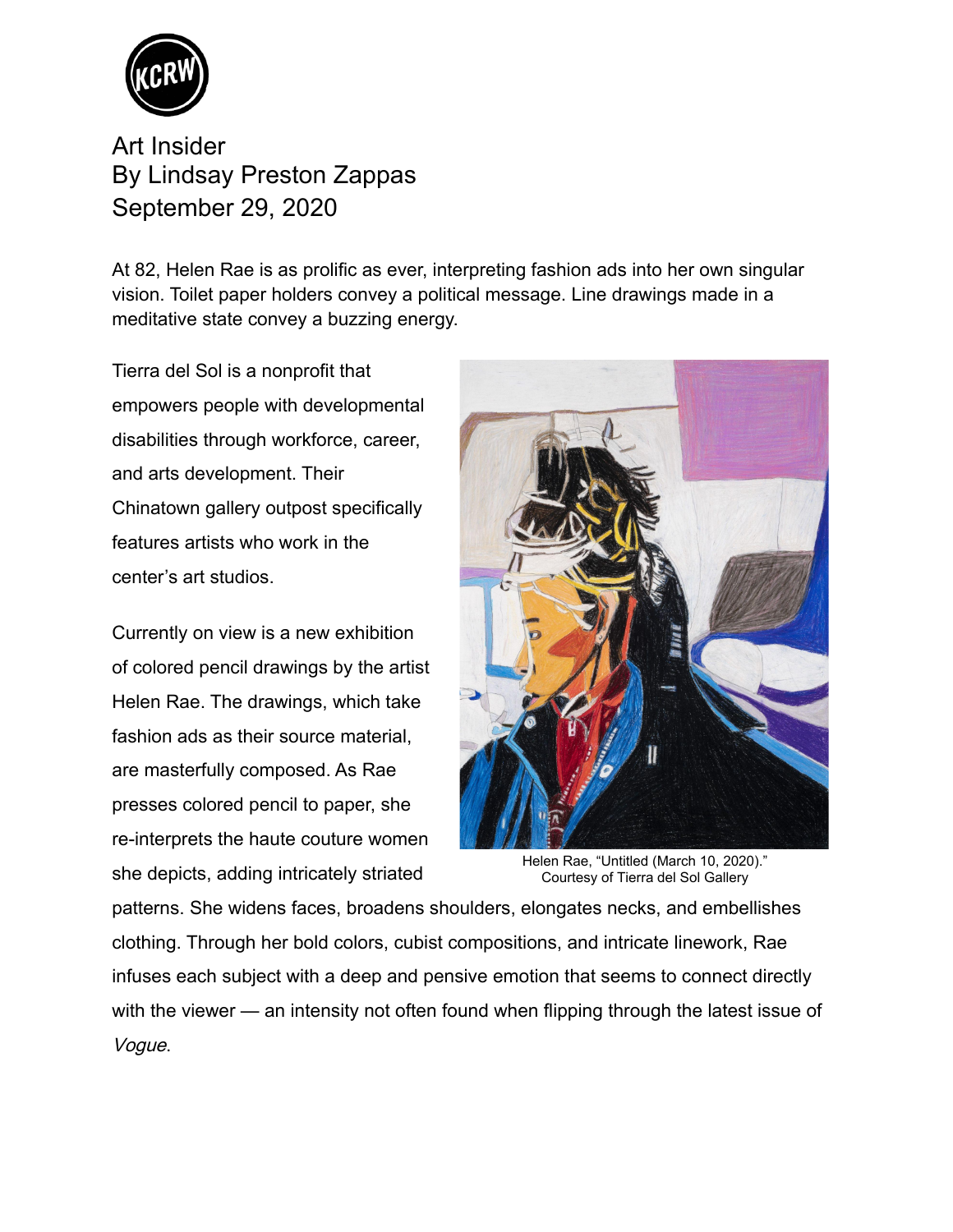Art Insider
By Lindsay Preston Zappas
September 29, 2020

At 82, Helen Rae is as prolific as ever, interpreting fashion ads into her own singular vision. Toilet paper holders convey a political message. Line drawings made in a meditative state convey a buzzing energy.

Tierra del Sol is a nonprofit that empowers people with developmental disabilities through workforce, career, and arts development. Their Chinatown gallery outpost specifically features artists who work in the center's art studios.

Currently on view is a new exhibition of colored pencil drawings by the artist Helen Rae. The drawings, which take fashion ads as their source material, are masterfully composed. As Rae presses colored pencil to paper, she re-interprets the haute couture women she depicts, adding intricately striated patterns. She widens faces, broadens shoulders, elongates necks, and embellishes clothing. Through her bold colors, cubist compositions, and intricate linework, Rae infuses each subject with a deep and pensive emotion that seems to connect directly with the viewer — an intensity not often found when flipping through the latest issue of *Vogue*.

Helen Rae, "Untitled (March 10, 2020)."
Courtesy of Tierra del Sol Gallery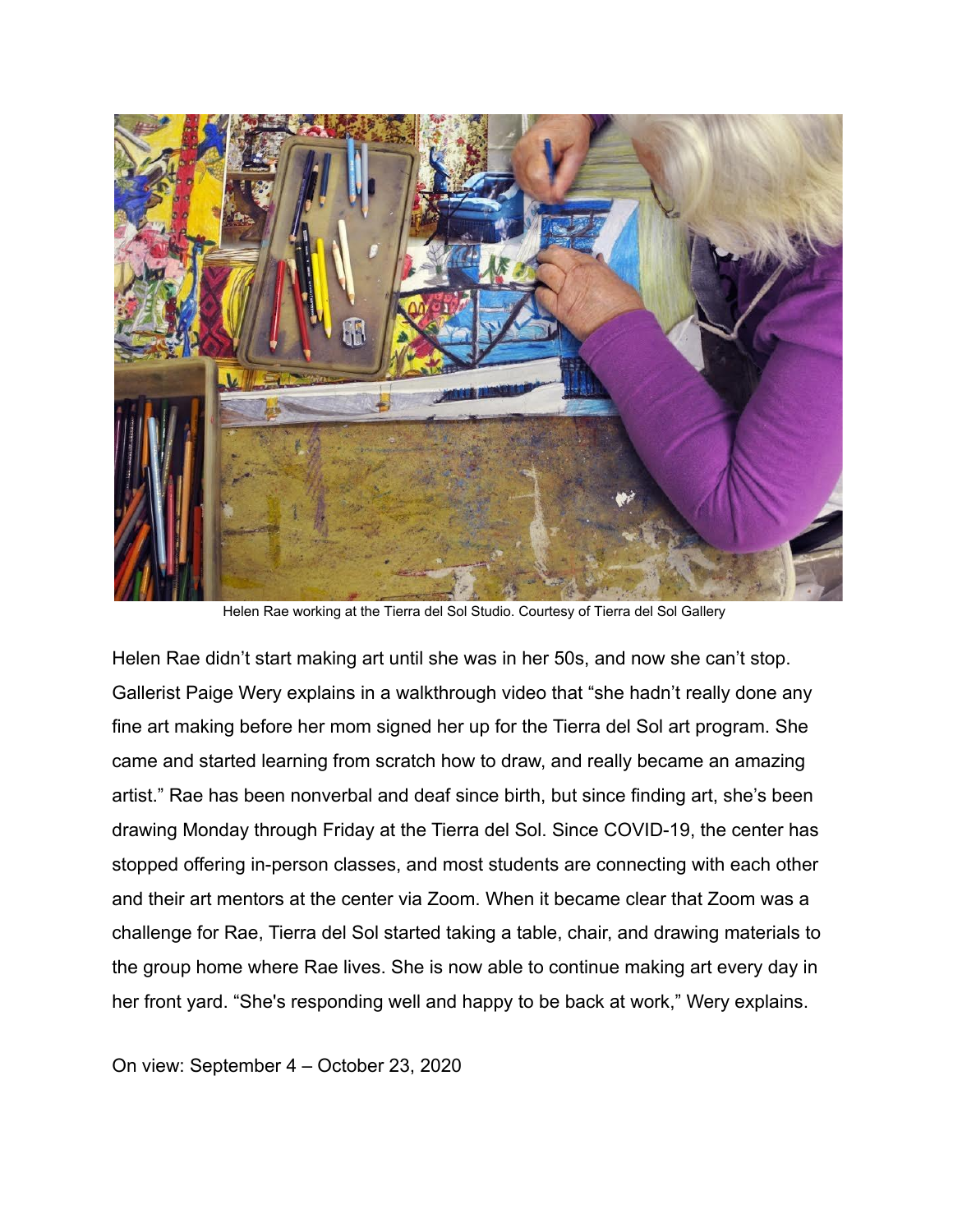Helen Rae working at the Tierra del Sol Studio. Courtesy of Tierra del Sol Gallery

Helen Rae didn't start making art until she was in her 50s, and now she can't stop. Gallerist Paige Wery explains in a walkthrough video that "she hadn't really done any fine art making before her mom signed her up for the Tierra del Sol art program. She came and started learning from scratch how to draw, and really became an amazing artist." Rae has been nonverbal and deaf since birth, but since finding art, she's been drawing Monday through Friday at the Tierra del Sol. Since COVID-19, the center has stopped offering in-person classes, and most students are connecting with each other and their art mentors at the center via Zoom. When it became clear that Zoom was a challenge for Rae, Tierra del Sol started taking a table, chair, and drawing materials to the group home where Rae lives. She is now able to continue making art every day in her front yard. "She's responding well and happy to be back at work," Wery explains.

On view: September 4 – October 23, 2020